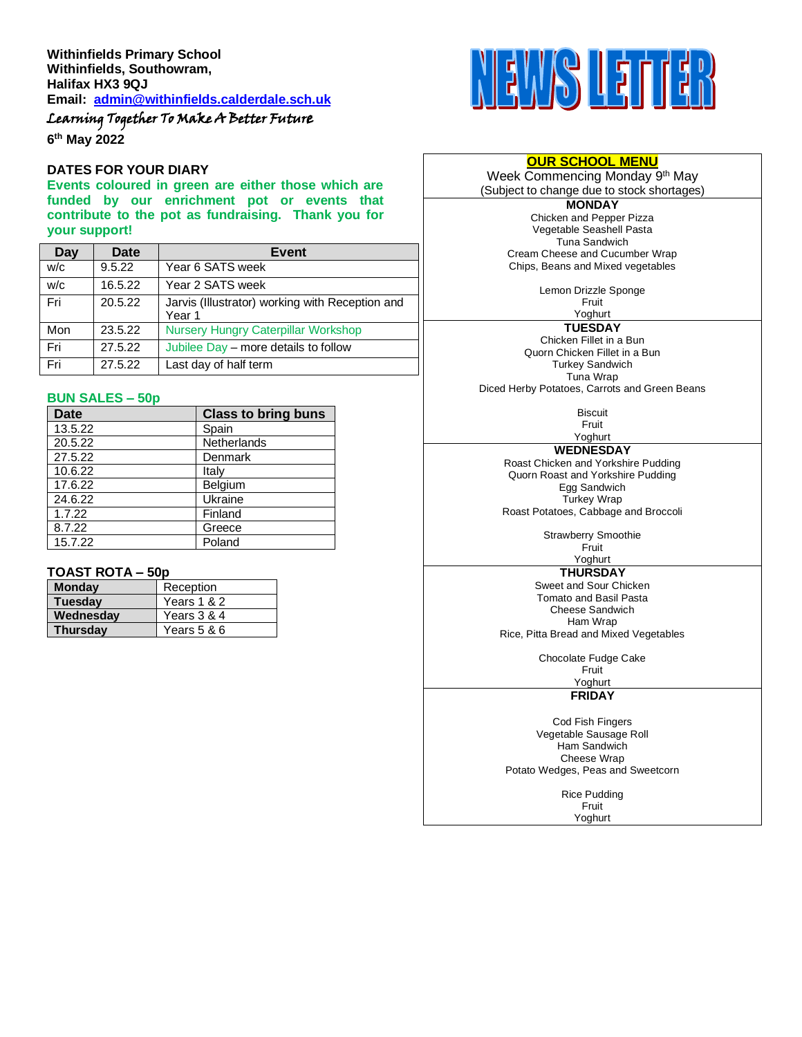**Withinfields Primary School**
**Withinfields, Southowram,**
**Halifax HX3 9QJ**
**Email: admin@withinfields.calderdale.sch.uk**

*Learning Together To Make A Better Future*

**6th May 2022**

# NEWS LETTER

## DATES FOR YOUR DIARY

**Events coloured in green are either those which are funded by our enrichment pot or events that contribute to the pot as fundraising. Thank you for your support!**

| Day | Date | Event |
|---|---|---|
| w/c | 9.5.22 | Year 6 SATS week |
| w/c | 16.5.22 | Year 2 SATS week |
| Fri | 20.5.22 | Jarvis (Illustrator) working with Reception and Year 1 |
| Mon | 23.5.22 | Nursery Hungry Caterpillar Workshop |
| Fri | 27.5.22 | Jubilee Day – more details to follow |
| Fri | 27.5.22 | Last day of half term |

## BUN SALES – 50p

| Date | Class to bring buns |
|---|---|
| 13.5.22 | Spain |
| 20.5.22 | Netherlands |
| 27.5.22 | Denmark |
| 10.6.22 | Italy |
| 17.6.22 | Belgium |
| 24.6.22 | Ukraine |
| 1.7.22 | Finland |
| 8.7.22 | Greece |
| 15.7.22 | Poland |

## TOAST ROTA – 50p

| | |
|---|---|
| **Monday** | Reception |
| **Tuesday** | Years 1 & 2 |
| **Wednesday** | Years 3 & 4 |
| **Thursday** | Years 5 & 6 |

## OUR SCHOOL MENU

Week Commencing Monday 9th May
(Subject to change due to stock shortages)

**MONDAY**

Chicken and Pepper Pizza
Vegetable Seashell Pasta
Tuna Sandwich
Cream Cheese and Cucumber Wrap
Chips, Beans and Mixed vegetables

Lemon Drizzle Sponge
Fruit
Yoghurt

**TUESDAY**

Chicken Fillet in a Bun
Quorn Chicken Fillet in a Bun
Turkey Sandwich
Tuna Wrap
Diced Herby Potatoes, Carrots and Green Beans

Biscuit
Fruit
Yoghurt

**WEDNESDAY**

Roast Chicken and Yorkshire Pudding
Quorn Roast and Yorkshire Pudding
Egg Sandwich
Turkey Wrap
Roast Potatoes, Cabbage and Broccoli

Strawberry Smoothie
Fruit
Yoghurt

**THURSDAY**

Sweet and Sour Chicken
Tomato and Basil Pasta
Cheese Sandwich
Ham Wrap
Rice, Pitta Bread and Mixed Vegetables

Chocolate Fudge Cake
Fruit
Yoghurt

**FRIDAY**

Cod Fish Fingers
Vegetable Sausage Roll
Ham Sandwich
Cheese Wrap
Potato Wedges, Peas and Sweetcorn

Rice Pudding
Fruit
Yoghurt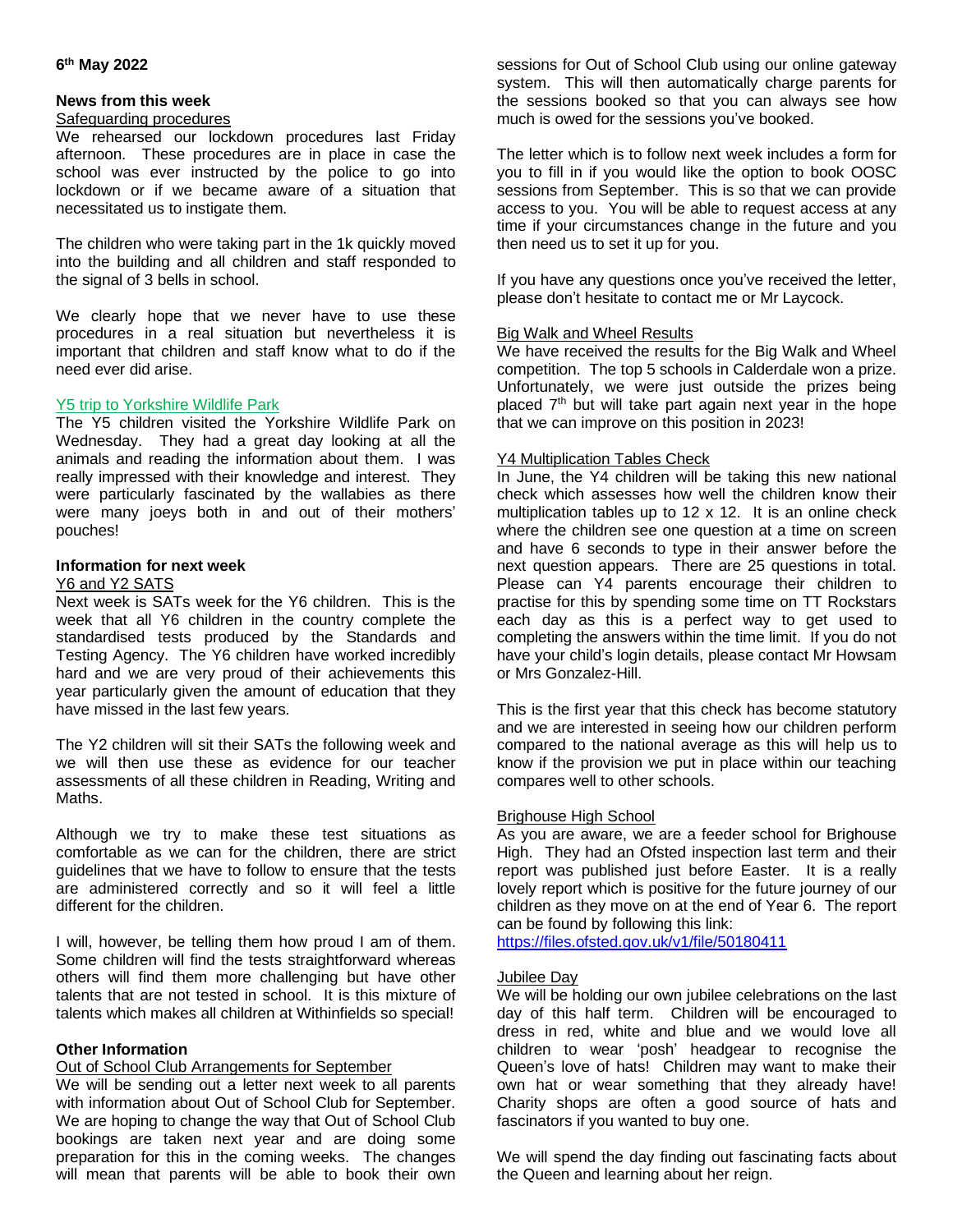**6th May 2022**

## News from this week

### Safeguarding procedures

We rehearsed our lockdown procedures last Friday afternoon. These procedures are in place in case the school was ever instructed by the police to go into lockdown or if we became aware of a situation that necessitated us to instigate them.

The children who were taking part in the 1k quickly moved into the building and all children and staff responded to the signal of 3 bells in school.

We clearly hope that we never have to use these procedures in a real situation but nevertheless it is important that children and staff know what to do if the need ever did arise.

### Y5 trip to Yorkshire Wildlife Park

The Y5 children visited the Yorkshire Wildlife Park on Wednesday. They had a great day looking at all the animals and reading the information about them. I was really impressed with their knowledge and interest. They were particularly fascinated by the wallabies as there were many joeys both in and out of their mothers' pouches!

## Information for next week

### Y6 and Y2 SATS

Next week is SATs week for the Y6 children. This is the week that all Y6 children in the country complete the standardised tests produced by the Standards and Testing Agency. The Y6 children have worked incredibly hard and we are very proud of their achievements this year particularly given the amount of education that they have missed in the last few years.

The Y2 children will sit their SATs the following week and we will then use these as evidence for our teacher assessments of all these children in Reading, Writing and Maths.

Although we try to make these test situations as comfortable as we can for the children, there are strict guidelines that we have to follow to ensure that the tests are administered correctly and so it will feel a little different for the children.

I will, however, be telling them how proud I am of them. Some children will find the tests straightforward whereas others will find them more challenging but have other talents that are not tested in school. It is this mixture of talents which makes all children at Withinfields so special!

## Other Information

### Out of School Club Arrangements for September

We will be sending out a letter next week to all parents with information about Out of School Club for September. We are hoping to change the way that Out of School Club bookings are taken next year and are doing some preparation for this in the coming weeks. The changes will mean that parents will be able to book their own sessions for Out of School Club using our online gateway system. This will then automatically charge parents for the sessions booked so that you can always see how much is owed for the sessions you've booked.

The letter which is to follow next week includes a form for you to fill in if you would like the option to book OOSC sessions from September. This is so that we can provide access to you. You will be able to request access at any time if your circumstances change in the future and you then need us to set it up for you.

If you have any questions once you've received the letter, please don't hesitate to contact me or Mr Laycock.

### Big Walk and Wheel Results

We have received the results for the Big Walk and Wheel competition. The top 5 schools in Calderdale won a prize. Unfortunately, we were just outside the prizes being placed 7th but will take part again next year in the hope that we can improve on this position in 2023!

### Y4 Multiplication Tables Check

In June, the Y4 children will be taking this new national check which assesses how well the children know their multiplication tables up to 12 x 12. It is an online check where the children see one question at a time on screen and have 6 seconds to type in their answer before the next question appears. There are 25 questions in total. Please can Y4 parents encourage their children to practise for this by spending some time on TT Rockstars each day as this is a perfect way to get used to completing the answers within the time limit. If you do not have your child's login details, please contact Mr Howsam or Mrs Gonzalez-Hill.

This is the first year that this check has become statutory and we are interested in seeing how our children perform compared to the national average as this will help us to know if the provision we put in place within our teaching compares well to other schools.

### Brighouse High School

As you are aware, we are a feeder school for Brighouse High. They had an Ofsted inspection last term and their report was published just before Easter. It is a really lovely report which is positive for the future journey of our children as they move on at the end of Year 6. The report can be found by following this link:
https://files.ofsted.gov.uk/v1/file/50180411

### Jubilee Day

We will be holding our own jubilee celebrations on the last day of this half term. Children will be encouraged to dress in red, white and blue and we would love all children to wear 'posh' headgear to recognise the Queen's love of hats! Children may want to make their own hat or wear something that they already have! Charity shops are often a good source of hats and fascinators if you wanted to buy one.

We will spend the day finding out fascinating facts about the Queen and learning about her reign.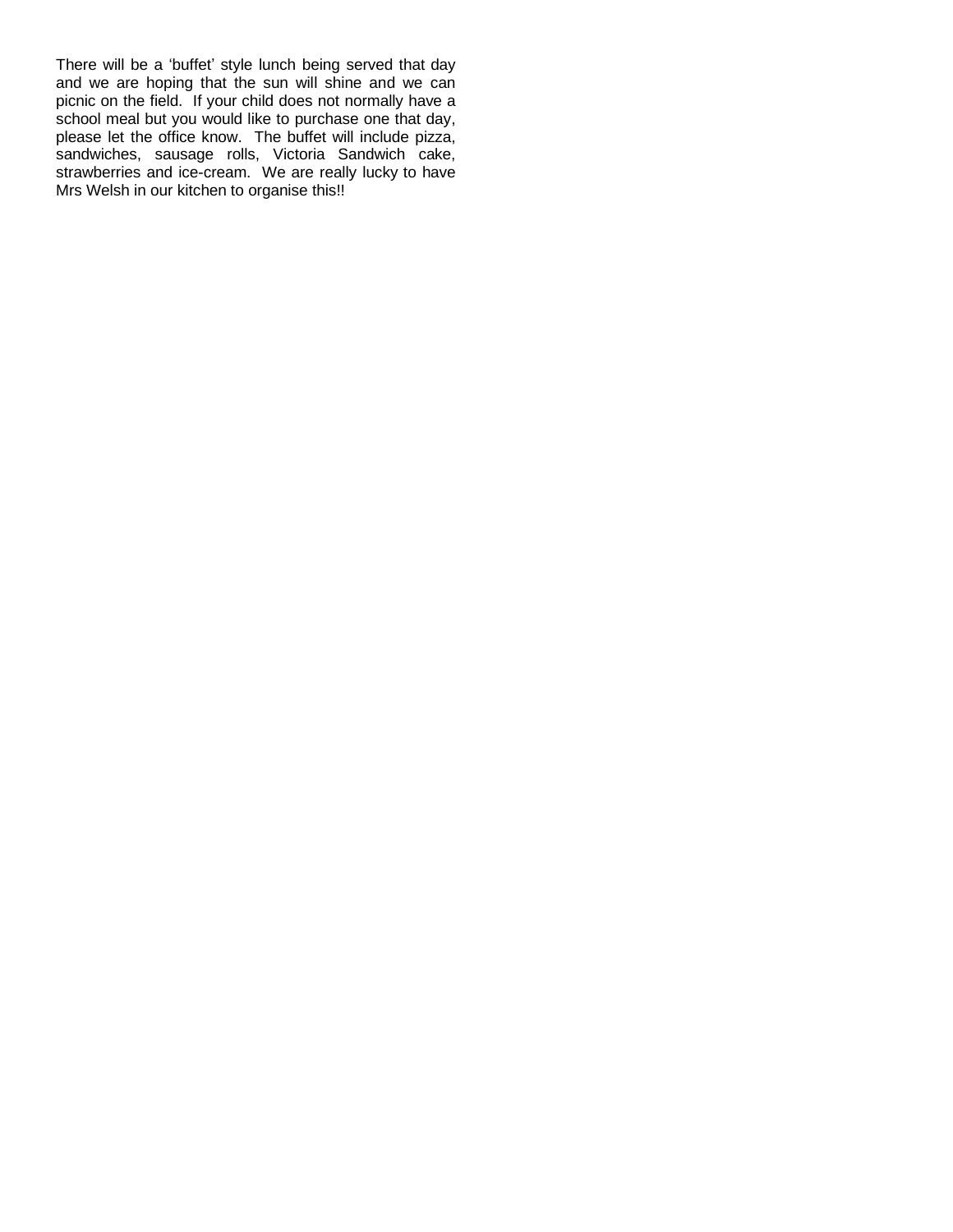There will be a 'buffet' style lunch being served that day and we are hoping that the sun will shine and we can picnic on the field. If your child does not normally have a school meal but you would like to purchase one that day, please let the office know. The buffet will include pizza, sandwiches, sausage rolls, Victoria Sandwich cake, strawberries and ice-cream. We are really lucky to have Mrs Welsh in our kitchen to organise this!!